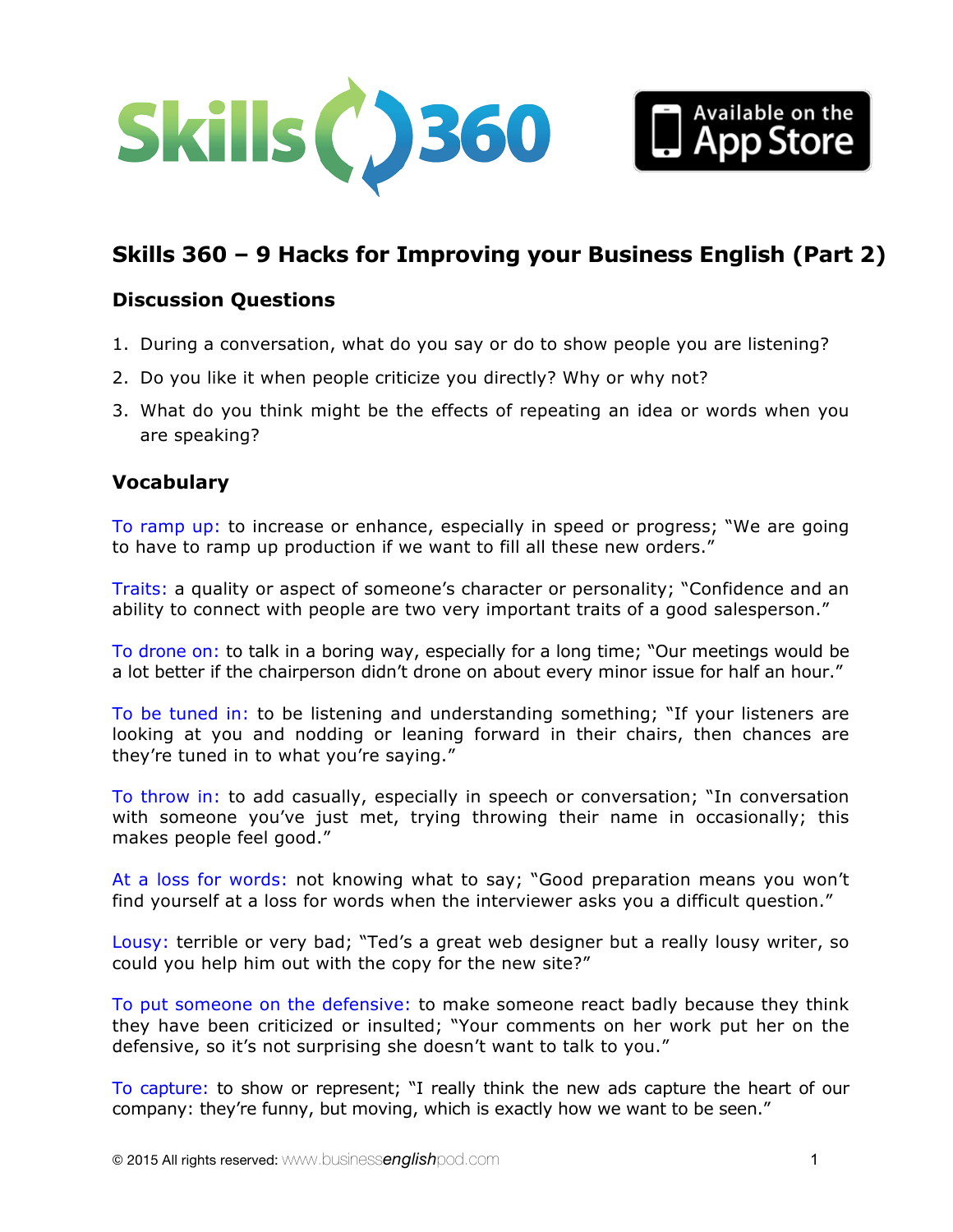# Skills 360 – 9 Hacks for Improving your Business English (Part 2)

## Discussion Questions

1. During a conversation, what do you say or do to show people you are listening?
2. Do you like it when people criticize you directly? Why or why not?
3. What do you think might be the effects of repeating an idea or words when you are speaking?

## Vocabulary

To ramp up: to increase or enhance, especially in speed or progress; "We are going to have to ramp up production if we want to fill all these new orders."

Traits: a quality or aspect of someone's character or personality; "Confidence and an ability to connect with people are two very important traits of a good salesperson."

To drone on: to talk in a boring way, especially for a long time; "Our meetings would be a lot better if the chairperson didn't drone on about every minor issue for half an hour."

To be tuned in: to be listening and understanding something; "If your listeners are looking at you and nodding or leaning forward in their chairs, then chances are they're tuned in to what you're saying."

To throw in: to add casually, especially in speech or conversation; "In conversation with someone you've just met, trying throwing their name in occasionally; this makes people feel good."

At a loss for words: not knowing what to say; "Good preparation means you won't find yourself at a loss for words when the interviewer asks you a difficult question."

Lousy: terrible or very bad; "Ted's a great web designer but a really lousy writer, so could you help him out with the copy for the new site?"

To put someone on the defensive: to make someone react badly because they think they have been criticized or insulted; "Your comments on her work put her on the defensive, so it's not surprising she doesn't want to talk to you."

To capture: to show or represent; "I really think the new ads capture the heart of our company: they're funny, but moving, which is exactly how we want to be seen."

© 2015 All rights reserved: www.businessenglishpod.com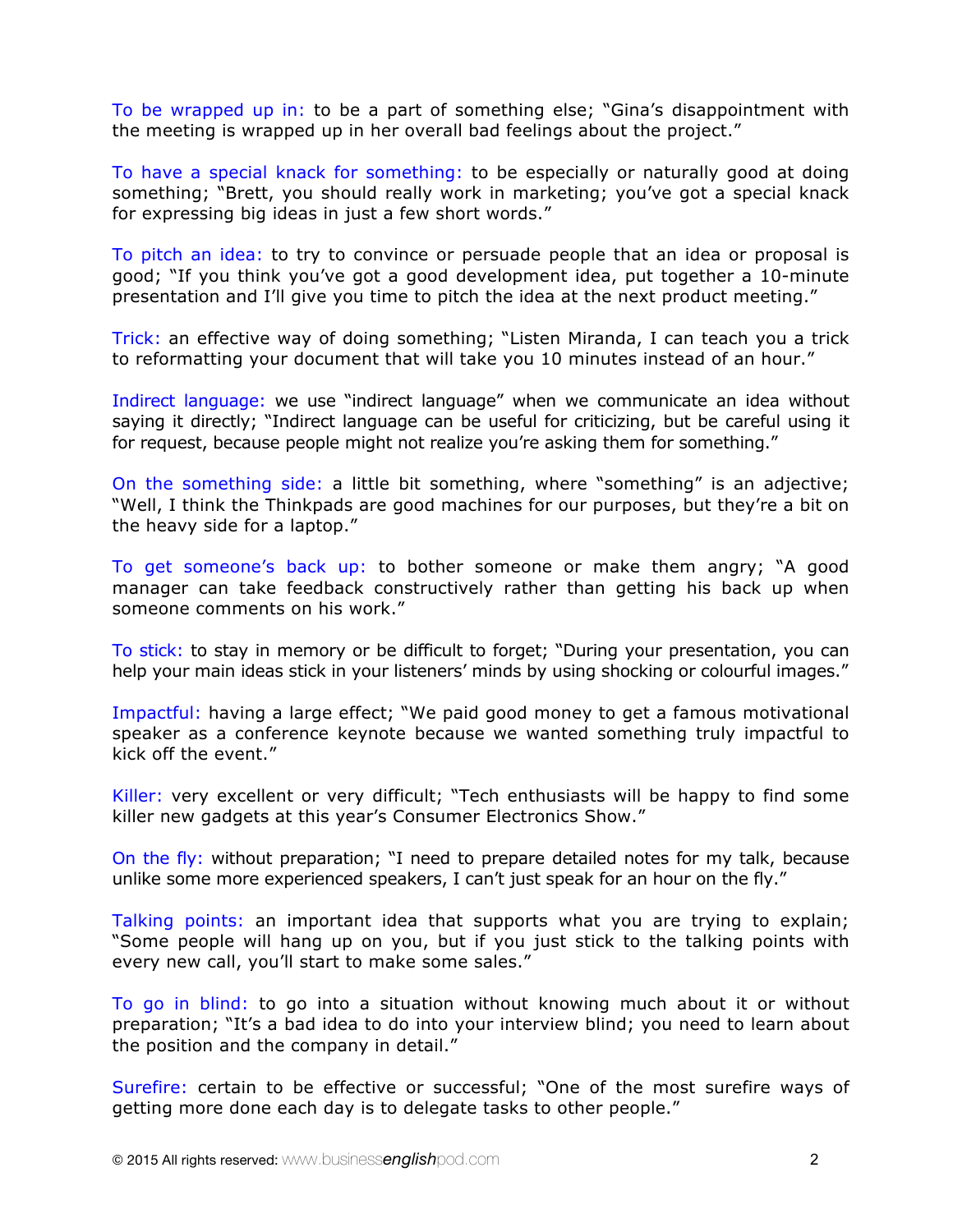To be wrapped up in: to be a part of something else; "Gina's disappointment with the meeting is wrapped up in her overall bad feelings about the project."

To have a special knack for something: to be especially or naturally good at doing something; "Brett, you should really work in marketing; you've got a special knack for expressing big ideas in just a few short words."

To pitch an idea: to try to convince or persuade people that an idea or proposal is good; "If you think you've got a good development idea, put together a 10-minute presentation and I'll give you time to pitch the idea at the next product meeting."

Trick: an effective way of doing something; "Listen Miranda, I can teach you a trick to reformatting your document that will take you 10 minutes instead of an hour."

Indirect language: we use "indirect language" when we communicate an idea without saying it directly; "Indirect language can be useful for criticizing, but be careful using it for request, because people might not realize you're asking them for something."

On the something side: a little bit something, where "something" is an adjective; "Well, I think the Thinkpads are good machines for our purposes, but they're a bit on the heavy side for a laptop."

To get someone's back up: to bother someone or make them angry; "A good manager can take feedback constructively rather than getting his back up when someone comments on his work."

To stick: to stay in memory or be difficult to forget; "During your presentation, you can help your main ideas stick in your listeners' minds by using shocking or colourful images."

Impactful: having a large effect; "We paid good money to get a famous motivational speaker as a conference keynote because we wanted something truly impactful to kick off the event."

Killer: very excellent or very difficult; "Tech enthusiasts will be happy to find some killer new gadgets at this year's Consumer Electronics Show."

On the fly: without preparation; "I need to prepare detailed notes for my talk, because unlike some more experienced speakers, I can't just speak for an hour on the fly."

Talking points: an important idea that supports what you are trying to explain; "Some people will hang up on you, but if you just stick to the talking points with every new call, you'll start to make some sales."

To go in blind: to go into a situation without knowing much about it or without preparation; "It's a bad idea to do into your interview blind; you need to learn about the position and the company in detail."

Surefire: certain to be effective or successful; "One of the most surefire ways of getting more done each day is to delegate tasks to other people."

© 2015 All rights reserved: www.businessenglishpod.com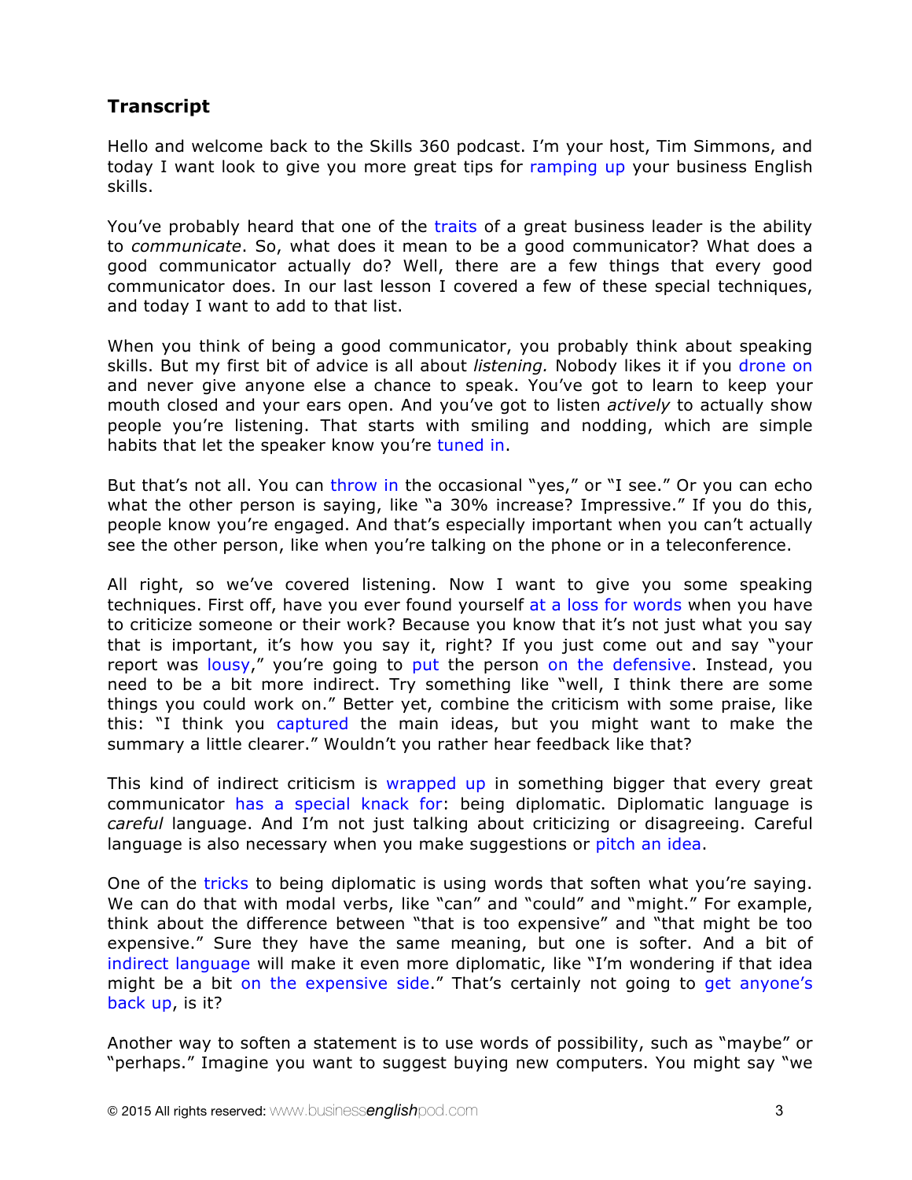## **Transcript**

Hello and welcome back to the Skills 360 podcast. I'm your host, Tim Simmons, and today I want look to give you more great tips for ramping up your business English skills.

You've probably heard that one of the traits of a great business leader is the ability to *communicate*. So, what does it mean to be a good communicator? What does a good communicator actually do? Well, there are a few things that every good communicator does. In our last lesson I covered a few of these special techniques, and today I want to add to that list.

When you think of being a good communicator, you probably think about speaking skills. But my first bit of advice is all about *listening.* Nobody likes it if you drone on and never give anyone else a chance to speak. You've got to learn to keep your mouth closed and your ears open. And you've got to listen *actively* to actually show people you're listening. That starts with smiling and nodding, which are simple habits that let the speaker know you're tuned in.

But that's not all. You can throw in the occasional "yes," or "I see." Or you can echo what the other person is saying, like "a 30% increase? Impressive." If you do this, people know you're engaged. And that's especially important when you can't actually see the other person, like when you're talking on the phone or in a teleconference.

All right, so we've covered listening. Now I want to give you some speaking techniques. First off, have you ever found yourself at a loss for words when you have to criticize someone or their work? Because you know that it's not just what you say that is important, it's how you say it, right? If you just come out and say "your report was lousy," you're going to put the person on the defensive. Instead, you need to be a bit more indirect. Try something like "well, I think there are some things you could work on." Better yet, combine the criticism with some praise, like this: "I think you captured the main ideas, but you might want to make the summary a little clearer." Wouldn't you rather hear feedback like that?

This kind of indirect criticism is wrapped up in something bigger that every great communicator has a special knack for: being diplomatic. Diplomatic language is *careful* language. And I'm not just talking about criticizing or disagreeing. Careful language is also necessary when you make suggestions or pitch an idea.

One of the tricks to being diplomatic is using words that soften what you're saying. We can do that with modal verbs, like "can" and "could" and "might." For example, think about the difference between "that is too expensive" and "that might be too expensive." Sure they have the same meaning, but one is softer. And a bit of indirect language will make it even more diplomatic, like "I'm wondering if that idea might be a bit on the expensive side." That's certainly not going to get anyone's back up, is it?

Another way to soften a statement is to use words of possibility, such as "maybe" or "perhaps." Imagine you want to suggest buying new computers. You might say "we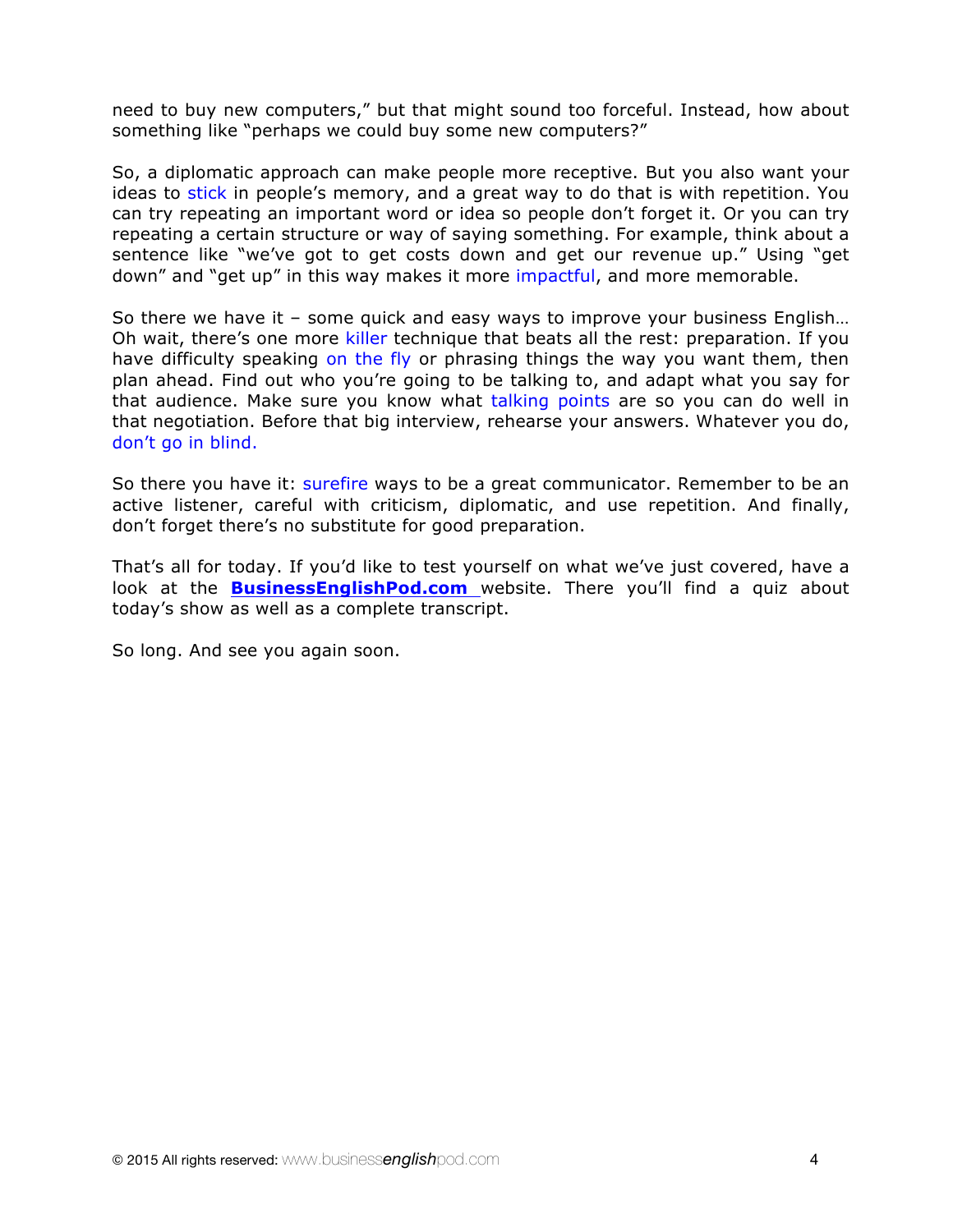need to buy new computers," but that might sound too forceful. Instead, how about something like "perhaps we could buy some new computers?"

So, a diplomatic approach can make people more receptive. But you also want your ideas to stick in people's memory, and a great way to do that is with repetition. You can try repeating an important word or idea so people don't forget it. Or you can try repeating a certain structure or way of saying something. For example, think about a sentence like "we've got to get costs down and get our revenue up." Using "get down" and "get up" in this way makes it more impactful, and more memorable.

So there we have it – some quick and easy ways to improve your business English… Oh wait, there's one more killer technique that beats all the rest: preparation. If you have difficulty speaking on the fly or phrasing things the way you want them, then plan ahead. Find out who you're going to be talking to, and adapt what you say for that audience. Make sure you know what talking points are so you can do well in that negotiation. Before that big interview, rehearse your answers. Whatever you do, don't go in blind.

So there you have it: surefire ways to be a great communicator. Remember to be an active listener, careful with criticism, diplomatic, and use repetition. And finally, don't forget there's no substitute for good preparation.

That's all for today. If you'd like to test yourself on what we've just covered, have a look at the **BusinessEnglishPod.com** website. There you'll find a quiz about today's show as well as a complete transcript.

So long. And see you again soon.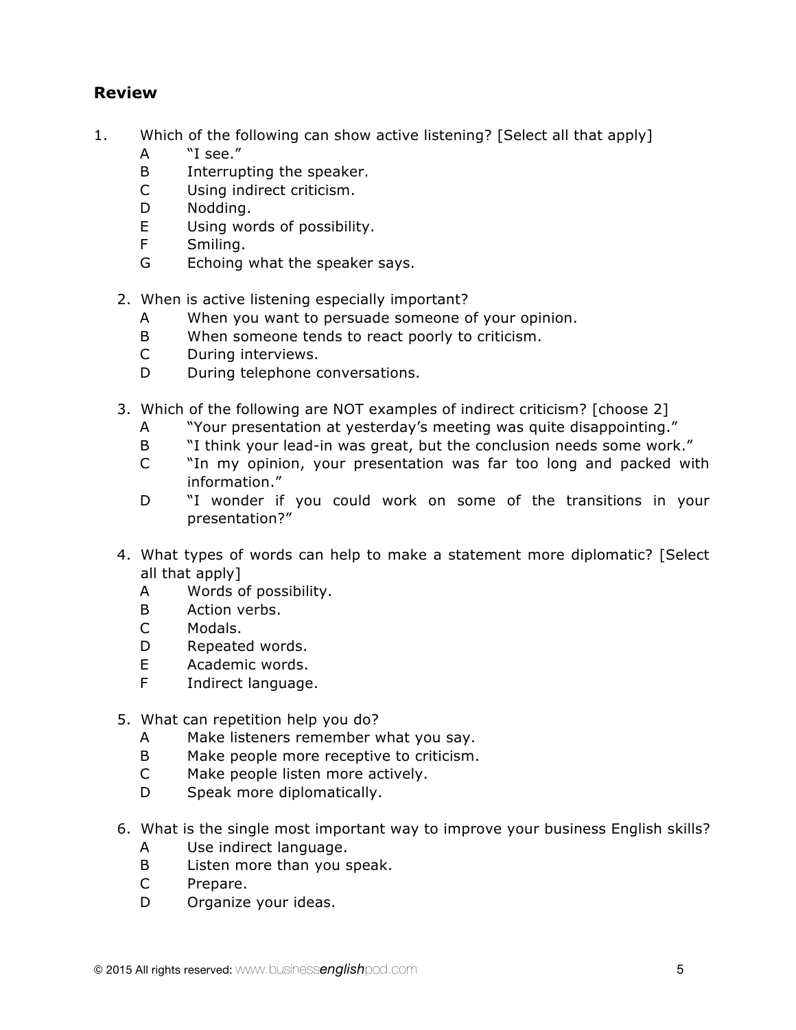## Review

1. Which of the following can show active listening? [Select all that apply]
   - A "I see."
   - B Interrupting the speaker.
   - C Using indirect criticism.
   - D Nodding.
   - E Using words of possibility.
   - F Smiling.
   - G Echoing what the speaker says.

2. When is active listening especially important?
   - A When you want to persuade someone of your opinion.
   - B When someone tends to react poorly to criticism.
   - C During interviews.
   - D During telephone conversations.

3. Which of the following are NOT examples of indirect criticism? [choose 2]
   - A "Your presentation at yesterday's meeting was quite disappointing."
   - B "I think your lead-in was great, but the conclusion needs some work."
   - C "In my opinion, your presentation was far too long and packed with information."
   - D "I wonder if you could work on some of the transitions in your presentation?"

4. What types of words can help to make a statement more diplomatic? [Select all that apply]
   - A Words of possibility.
   - B Action verbs.
   - C Modals.
   - D Repeated words.
   - E Academic words.
   - F Indirect language.

5. What can repetition help you do?
   - A Make listeners remember what you say.
   - B Make people more receptive to criticism.
   - C Make people listen more actively.
   - D Speak more diplomatically.

6. What is the single most important way to improve your business English skills?
   - A Use indirect language.
   - B Listen more than you speak.
   - C Prepare.
   - D Organize your ideas.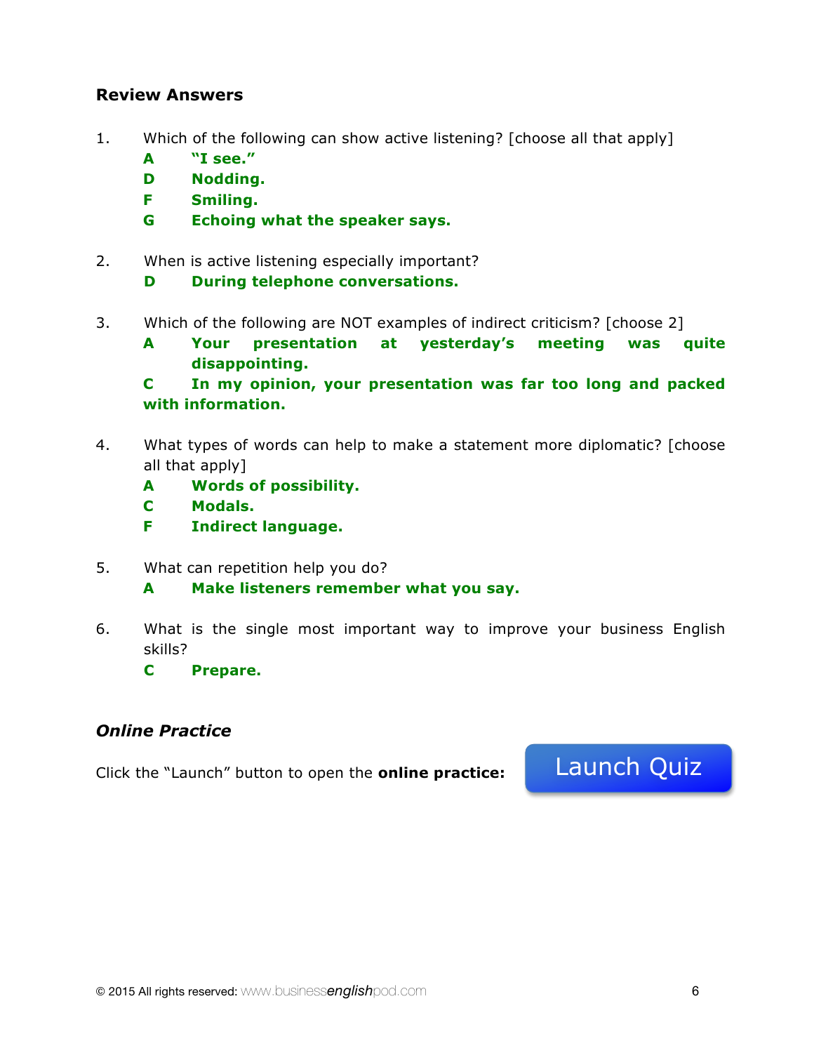### Review Answers

1. Which of the following can show active listening? [choose all that apply]
   - **A "I see."**
   - **D Nodding.**
   - **F Smiling.**
   - **G Echoing what the speaker says.**

2. When is active listening especially important?
   - **D During telephone conversations.**

3. Which of the following are NOT examples of indirect criticism? [choose 2]
   - **A Your presentation at yesterday's meeting was quite disappointing.**
   - **C In my opinion, your presentation was far too long and packed with information.**

4. What types of words can help to make a statement more diplomatic? [choose all that apply]
   - **A Words of possibility.**
   - **C Modals.**
   - **F Indirect language.**

5. What can repetition help you do?
   - **A Make listeners remember what you say.**

6. What is the single most important way to improve your business English skills?
   - **C Prepare.**

### *Online Practice*

Click the "Launch" button to open the **online practice:** Launch Quiz

© 2015 All rights reserved: www.businessenglishpod.com